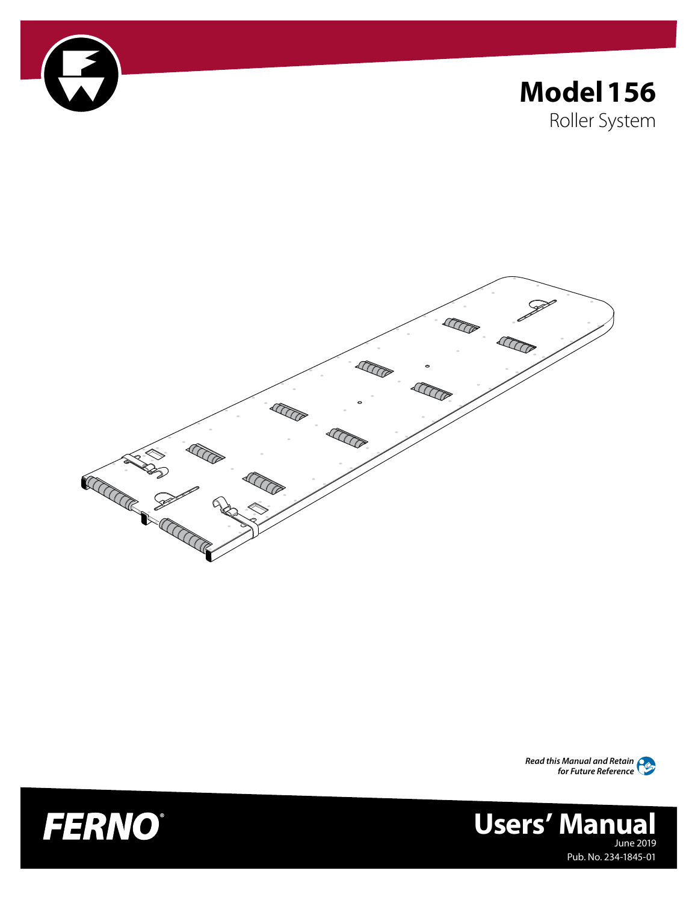# Model 156

Roller System

*Read this Manual and Retain for Future Reference*

FERNO®

# Users' Manual

June 2019

Pub. No. 234-1845-01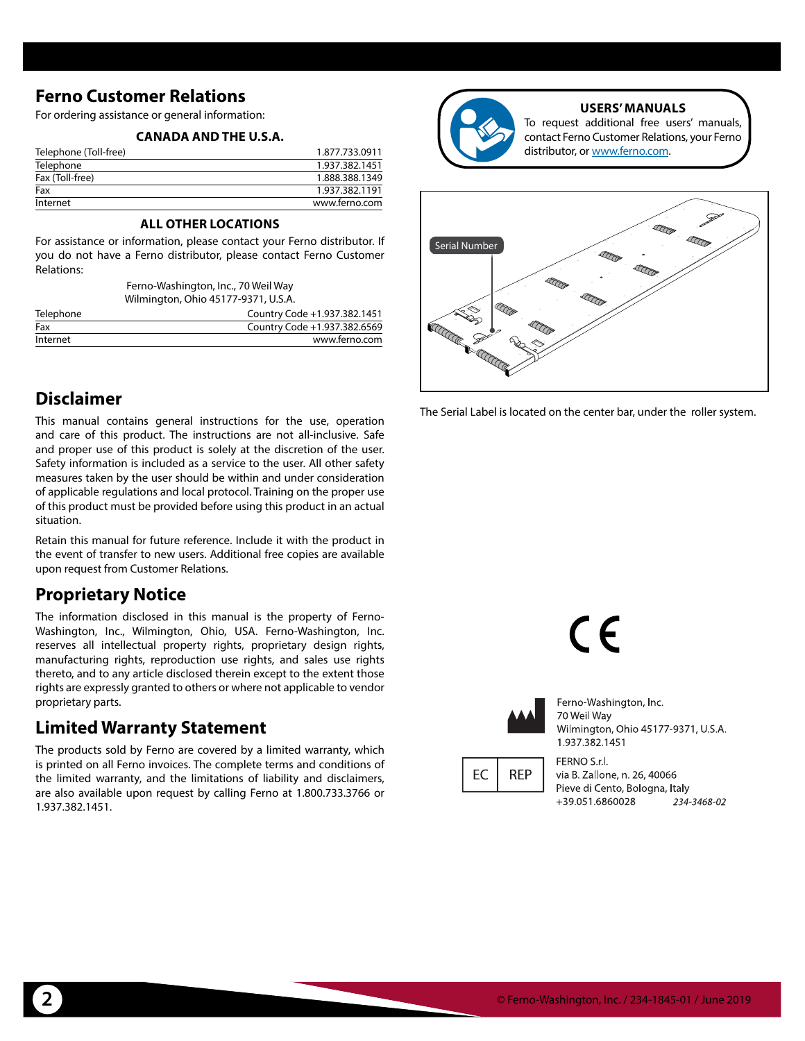## Ferno Customer Relations

For ordering assistance or general information:

**CANADA AND THE U.S.A.**

| | |
|---|---|
| Telephone (Toll-free) | 1.877.733.0911 |
| Telephone | 1.937.382.1451 |
| Fax (Toll-free) | 1.888.388.1349 |
| Fax | 1.937.382.1191 |
| Internet | www.ferno.com |

**ALL OTHER LOCATIONS**

For assistance or information, please contact your Ferno distributor. If you do not have a Ferno distributor, please contact Ferno Customer Relations:

Ferno-Washington, Inc., 70 Weil Way
Wilmington, Ohio 45177-9371, U.S.A.

| | |
|---|---|
| Telephone | Country Code +1.937.382.1451 |
| Fax | Country Code +1.937.382.6569 |
| Internet | www.ferno.com |

## Disclaimer

This manual contains general instructions for the use, operation and care of this product. The instructions are not all-inclusive. Safe and proper use of this product is solely at the discretion of the user. Safety information is included as a service to the user. All other safety measures taken by the user should be within and under consideration of applicable regulations and local protocol. Training on the proper use of this product must be provided before using this product in an actual situation.

Retain this manual for future reference. Include it with the product in the event of transfer to new users. Additional free copies are available upon request from Customer Relations.

## Proprietary Notice

The information disclosed in this manual is the property of Ferno-Washington, Inc., Wilmington, Ohio, USA. Ferno-Washington, Inc. reserves all intellectual property rights, proprietary design rights, manufacturing rights, reproduction use rights, and sales use rights thereto, and to any article disclosed therein except to the extent those rights are expressly granted to others or where not applicable to vendor proprietary parts.

## Limited Warranty Statement

The products sold by Ferno are covered by a limited warranty, which is printed on all Ferno invoices. The complete terms and conditions of the limited warranty, and the limitations of liability and disclaimers, are also available upon request by calling Ferno at 1.800.733.3766 or 1.937.382.1451.

**USERS' MANUALS**

To request additional free users' manuals, contact Ferno Customer Relations, your Ferno distributor, or www.ferno.com.

Serial Number

The Serial Label is located on the center bar, under the roller system.

CE

Ferno-Washington, Inc.
70 Weil Way
Wilmington, Ohio 45177-9371, U.S.A.
1.937.382.1451

EC REP

FERNO S.r.l.
via B. Zallone, n. 26, 40066
Pieve di Cento, Bologna, Italy
+39.051.6860028

*234-3468-02*

© Ferno-Washington, Inc. / 234-1845-01 / June 2019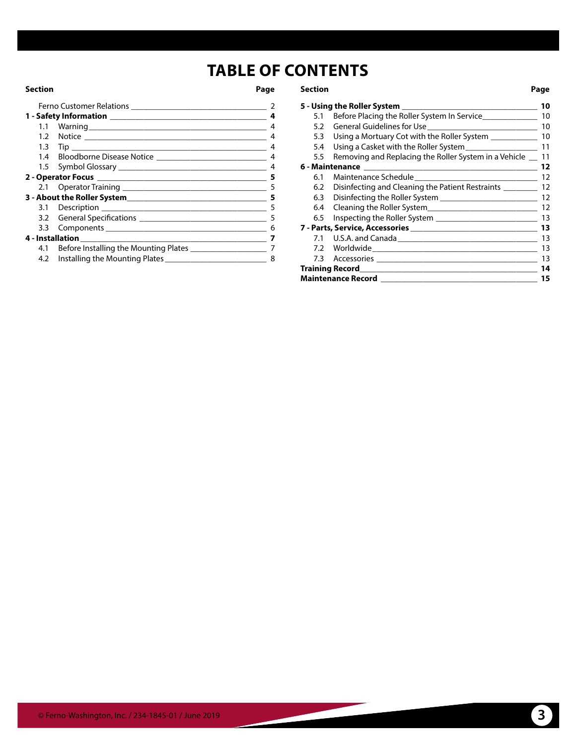# TABLE OF CONTENTS

| Section | Page |
|---|---|
| Ferno Customer Relations | 2 |
| **1 - Safety Information** | **4** |
| 1.1 Warning | 4 |
| 1.2 Notice | 4 |
| 1.3 Tip | 4 |
| 1.4 Bloodborne Disease Notice | 4 |
| 1.5 Symbol Glossary | 4 |
| **2 - Operator Focus** | **5** |
| 2.1 Operator Training | 5 |
| **3 - About the Roller System** | **5** |
| 3.1 Description | 5 |
| 3.2 General Specifications | 5 |
| 3.3 Components | 6 |
| **4 - Installation** | **7** |
| 4.1 Before Installing the Mounting Plates | 7 |
| 4.2 Installing the Mounting Plates | 8 |
| **5 - Using the Roller System** | **10** |
| 5.1 Before Placing the Roller System In Service | 10 |
| 5.2 General Guidelines for Use | 10 |
| 5.3 Using a Mortuary Cot with the Roller System | 10 |
| 5.4 Using a Casket with the Roller System | 11 |
| 5.5 Removing and Replacing the Roller System in a Vehicle | 11 |
| **6 - Maintenance** | **12** |
| 6.1 Maintenance Schedule | 12 |
| 6.2 Disinfecting and Cleaning the Patient Restraints | 12 |
| 6.3 Disinfecting the Roller System | 12 |
| 6.4 Cleaning the Roller System | 12 |
| 6.5 Inspecting the Roller System | 13 |
| **7 - Parts, Service, Accessories** | **13** |
| 7.1 U.S.A. and Canada | 13 |
| 7.2 Worldwide | 13 |
| 7.3 Accessories | 13 |
| **Training Record** | **14** |
| **Maintenance Record** | **15** |

© Ferno-Washington, Inc. / 234-1845-01 / June 2019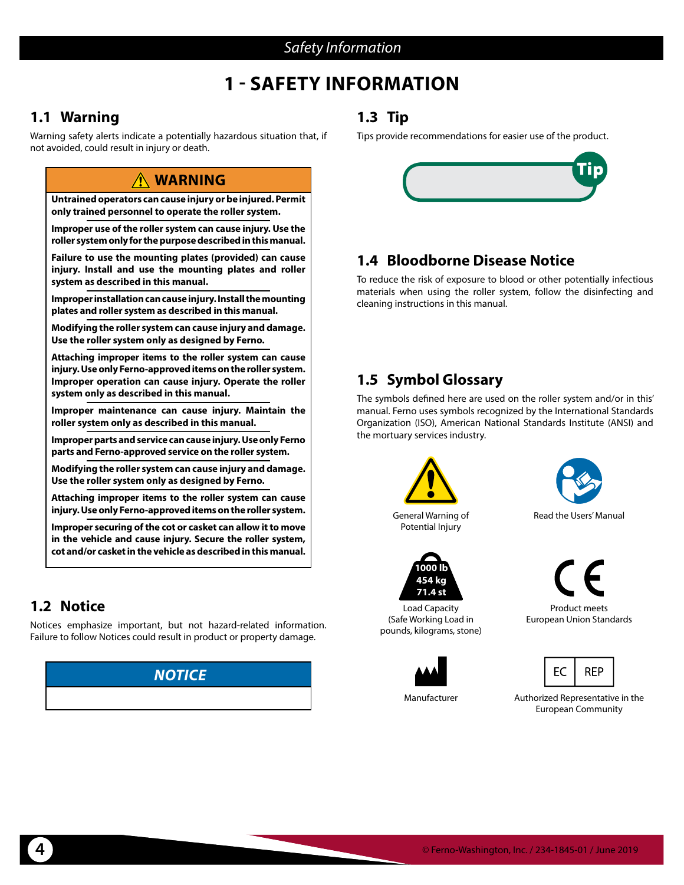# 1 - SAFETY INFORMATION

## 1.1 Warning

Warning safety alerts indicate a potentially hazardous situation that, if not avoided, could result in injury or death.

> **⚠ WARNING**
>
> **Untrained operators can cause injury or be injured. Permit only trained personnel to operate the roller system.**
>
> **Improper use of the roller system can cause injury. Use the roller system only for the purpose described in this manual.**
>
> **Failure to use the mounting plates (provided) can cause injury. Install and use the mounting plates and roller system as described in this manual.**
>
> **Improper installation can cause injury. Install the mounting plates and roller system as described in this manual.**
>
> **Modifying the roller system can cause injury and damage. Use the roller system only as designed by Ferno.**
>
> **Attaching improper items to the roller system can cause injury. Use only Ferno-approved items on the roller system. Improper operation can cause injury. Operate the roller system only as described in this manual.**
>
> **Improper maintenance can cause injury. Maintain the roller system only as described in this manual.**
>
> **Improper parts and service can cause injury. Use only Ferno parts and Ferno-approved service on the roller system.**
>
> **Modifying the roller system can cause injury and damage. Use the roller system only as designed by Ferno.**
>
> **Attaching improper items to the roller system can cause injury. Use only Ferno-approved items on the roller system.**
>
> **Improper securing of the cot or casket can allow it to move in the vehicle and cause injury. Secure the roller system, cot and/or casket in the vehicle as described in this manual.**

## 1.2 Notice

Notices emphasize important, but not hazard-related information. Failure to follow Notices could result in product or property damage.

> ***NOTICE***

## 1.3 Tip

Tips provide recommendations for easier use of the product.

> **Tip**

## 1.4 Bloodborne Disease Notice

To reduce the risk of exposure to blood or other potentially infectious materials when using the roller system, follow the disinfecting and cleaning instructions in this manual.

## 1.5 Symbol Glossary

The symbols defined here are used on the roller system and/or in this' manual. Ferno uses symbols recognized by the International Standards Organization (ISO), American National Standards Institute (ANSI) and the mortuary services industry.

| Symbol | Meaning |
|---|---|
| ⚠ | General Warning of Potential Injury |
| (Book icon) | Read the Users' Manual |
| 1000 lb / 454 kg / 71.4 st | Load Capacity (Safe Working Load in pounds, kilograms, stone) |
| CE | Product meets European Union Standards |
| (Factory icon) | Manufacturer |
| EC REP | Authorized Representative in the European Community |

© Ferno-Washington, Inc. / 234-1845-01 / June 2019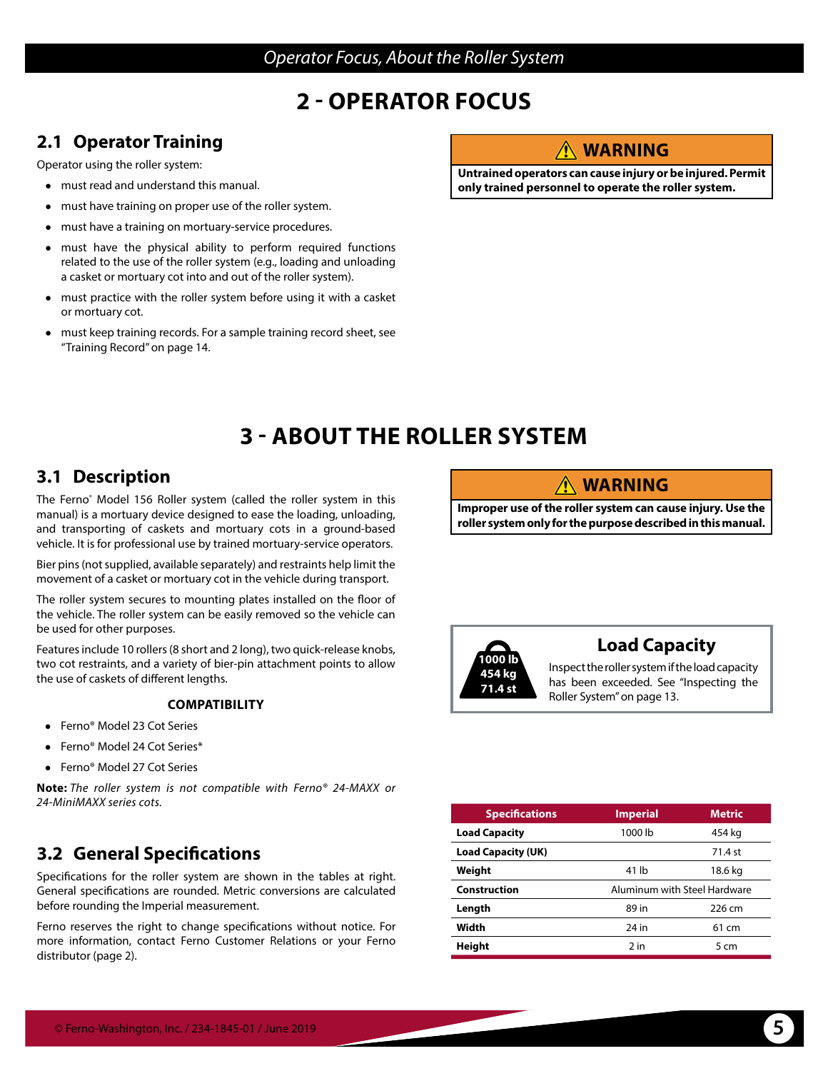# 2 - OPERATOR FOCUS

## 2.1 Operator Training

Operator using the roller system:

- must read and understand this manual.
- must have training on proper use of the roller system.
- must have a training on mortuary-service procedures.
- must have the physical ability to perform required functions related to the use of the roller system (e.g., loading and unloading a casket or mortuary cot into and out of the roller system).
- must practice with the roller system before using it with a casket or mortuary cot.
- must keep training records. For a sample training record sheet, see "Training Record" on page 14.

> ⚠ **WARNING**
>
> **Untrained operators can cause injury or be injured. Permit only trained personnel to operate the roller system.**

# 3 - ABOUT THE ROLLER SYSTEM

## 3.1 Description

The Ferno® Model 156 Roller system (called the roller system in this manual) is a mortuary device designed to ease the loading, unloading, and transporting of caskets and mortuary cots in a ground-based vehicle. It is for professional use by trained mortuary-service operators.

Bier pins (not supplied, available separately) and restraints help limit the movement of a casket or mortuary cot in the vehicle during transport.

The roller system secures to mounting plates installed on the floor of the vehicle. The roller system can be easily removed so the vehicle can be used for other purposes.

Features include 10 rollers (8 short and 2 long), two quick-release knobs, two cot restraints, and a variety of bier-pin attachment points to allow the use of caskets of different lengths.

**COMPATIBILITY**

- Ferno® Model 23 Cot Series
- Ferno® Model 24 Cot Series*
- Ferno® Model 27 Cot Series

**Note:** *The roller system is not compatible with Ferno® 24-MAXX or 24-MiniMAXX series cots.*

> ⚠ **WARNING**
>
> **Improper use of the roller system can cause injury. Use the roller system only for the purpose described in this manual.**

> **1000 lb / 454 kg / 71.4 st**
>
> **Load Capacity**
>
> Inspect the roller system if the load capacity has been exceeded. See "Inspecting the Roller System" on page 13.

## 3.2 General Specifications

Specifications for the roller system are shown in the tables at right. General specifications are rounded. Metric conversions are calculated before rounding the Imperial measurement.

Ferno reserves the right to change specifications without notice. For more information, contact Ferno Customer Relations or your Ferno distributor (page 2).

| Specifications | Imperial | Metric |
|---|---|---|
| **Load Capacity** | 1000 lb | 454 kg |
| **Load Capacity (UK)** | | 71.4 st |
| **Weight** | 41 lb | 18.6 kg |
| **Construction** | Aluminum with Steel Hardware | |
| **Length** | 89 in | 226 cm |
| **Width** | 24 in | 61 cm |
| **Height** | 2 in | 5 cm |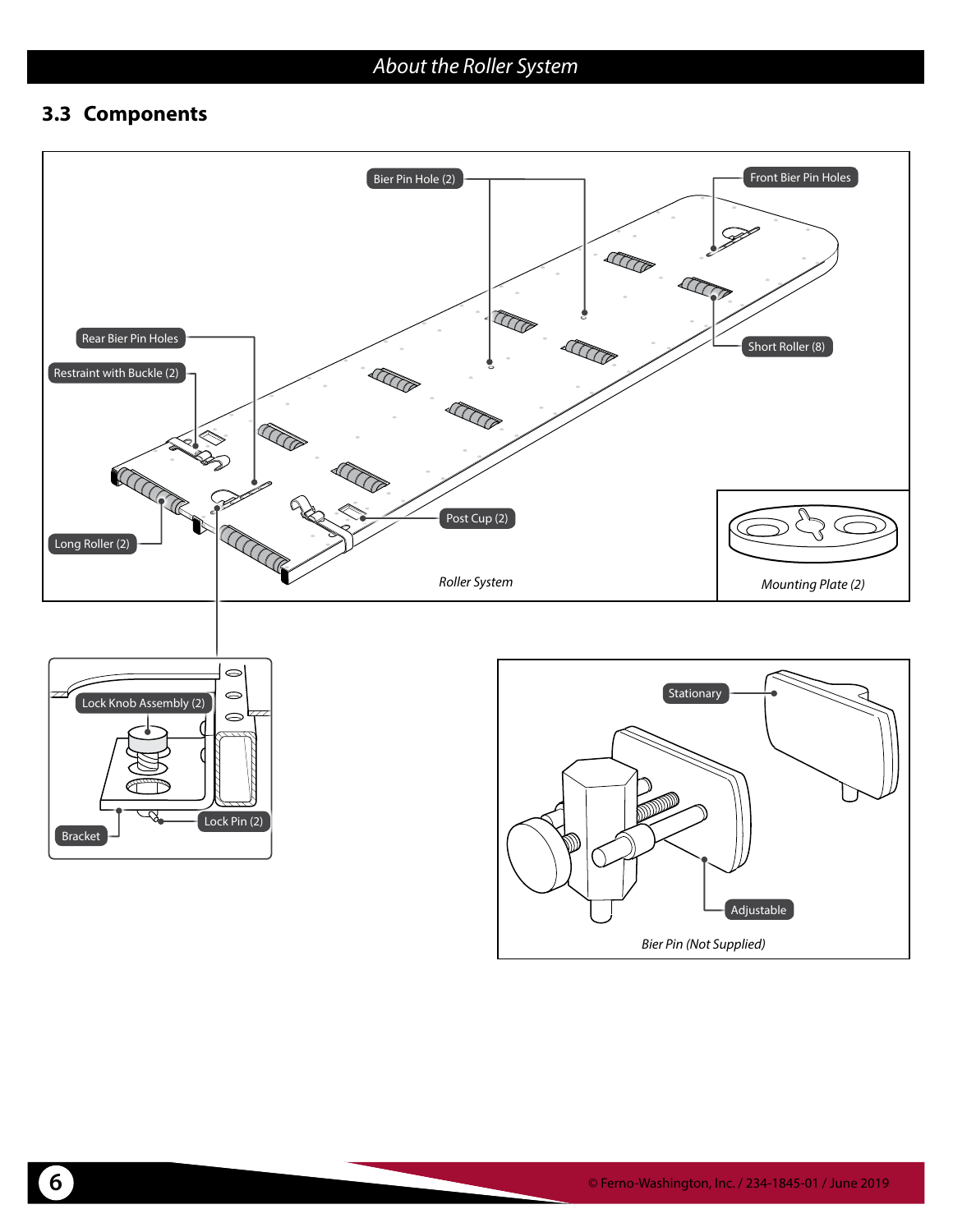## 3.3 Components

Bier Pin Hole (2)

Front Bier Pin Holes

Rear Bier Pin Holes

Restraint with Buckle (2)

Short Roller (8)

Long Roller (2)

Post Cup (2)

*Roller System*

*Mounting Plate (2)*

Lock Knob Assembly (2)

Bracket

Lock Pin (2)

Stationary

Adjustable

*Bier Pin (Not Supplied)*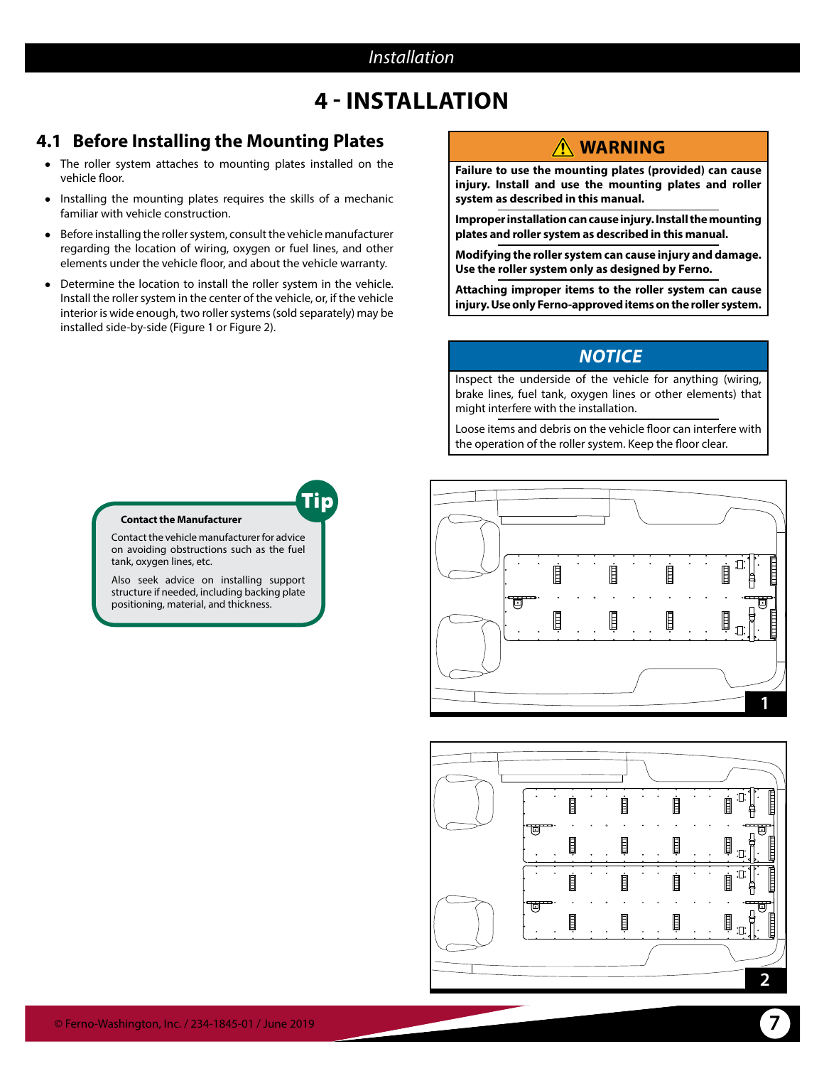# 4 - INSTALLATION

## 4.1 Before Installing the Mounting Plates

- The roller system attaches to mounting plates installed on the vehicle floor.
- Installing the mounting plates requires the skills of a mechanic familiar with vehicle construction.
- Before installing the roller system, consult the vehicle manufacturer regarding the location of wiring, oxygen or fuel lines, and other elements under the vehicle floor, and about the vehicle warranty.
- Determine the location to install the roller system in the vehicle. Install the roller system in the center of the vehicle, or, if the vehicle interior is wide enough, two roller systems (sold separately) may be installed side-by-side (Figure 1 or Figure 2).

> **⚠ WARNING**
>
> **Failure to use the mounting plates (provided) can cause injury. Install and use the mounting plates and roller system as described in this manual.**
>
> **Improper installation can cause injury. Install the mounting plates and roller system as described in this manual.**
>
> **Modifying the roller system can cause injury and damage. Use the roller system only as designed by Ferno.**
>
> **Attaching improper items to the roller system can cause injury. Use only Ferno-approved items on the roller system.**

> ***NOTICE***
>
> Inspect the underside of the vehicle for anything (wiring, brake lines, fuel tank, oxygen lines or other elements) that might interfere with the installation.
>
> Loose items and debris on the vehicle floor can interfere with the operation of the roller system. Keep the floor clear.

> **Tip**
>
> **Contact the Manufacturer**
>
> Contact the vehicle manufacturer for advice on avoiding obstructions such as the fuel tank, oxygen lines, etc.
>
> Also seek advice on installing support structure if needed, including backing plate positioning, material, and thickness.

1

2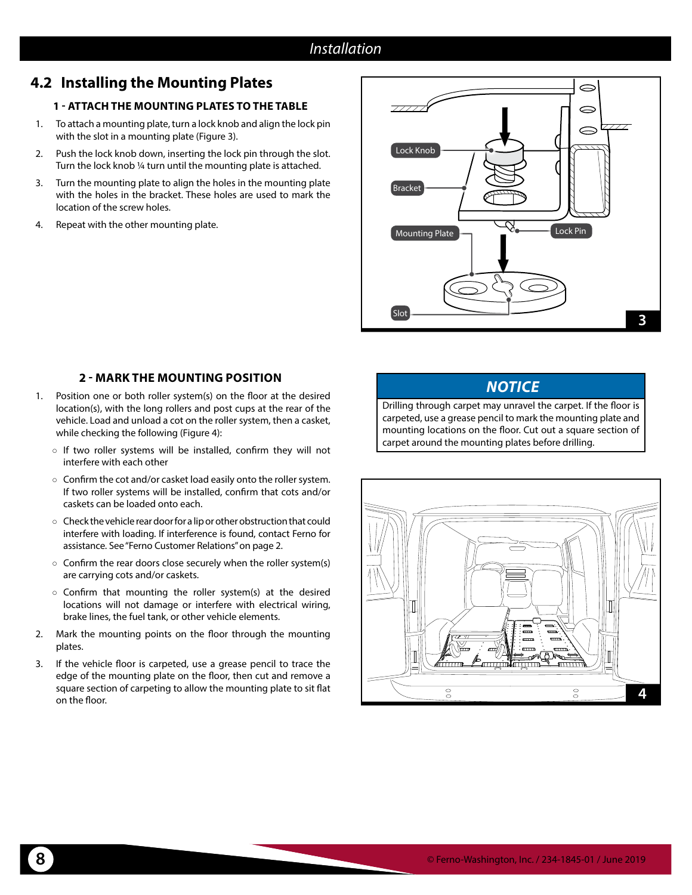## 4.2 Installing the Mounting Plates

### 1 - ATTACH THE MOUNTING PLATES TO THE TABLE

1. To attach a mounting plate, turn a lock knob and align the lock pin with the slot in a mounting plate (Figure 3).
2. Push the lock knob down, inserting the lock pin through the slot. Turn the lock knob ¼ turn until the mounting plate is attached.
3. Turn the mounting plate to align the holes in the mounting plate with the holes in the bracket. These holes are used to mark the location of the screw holes.
4. Repeat with the other mounting plate.

Lock Knob

Bracket

Mounting Plate

Lock Pin

Slot

3

### 2 - MARK THE MOUNTING POSITION

1. Position one or both roller system(s) on the floor at the desired location(s), with the long rollers and post cups at the rear of the vehicle. Load and unload a cot on the roller system, then a casket, while checking the following (Figure 4):
   - If two roller systems will be installed, confirm they will not interfere with each other
   - Confirm the cot and/or casket load easily onto the roller system. If two roller systems will be installed, confirm that cots and/or caskets can be loaded onto each.
   - Check the vehicle rear door for a lip or other obstruction that could interfere with loading. If interference is found, contact Ferno for assistance. See "Ferno Customer Relations" on page 2.
   - Confirm the rear doors close securely when the roller system(s) are carrying cots and/or caskets.
   - Confirm that mounting the roller system(s) at the desired locations will not damage or interfere with electrical wiring, brake lines, the fuel tank, or other vehicle elements.
2. Mark the mounting points on the floor through the mounting plates.
3. If the vehicle floor is carpeted, use a grease pencil to trace the edge of the mounting plate on the floor, then cut and remove a square section of carpeting to allow the mounting plate to sit flat on the floor.

**NOTICE**

Drilling through carpet may unravel the carpet. If the floor is carpeted, use a grease pencil to mark the mounting plate and mounting locations on the floor. Cut out a square section of carpet around the mounting plates before drilling.

4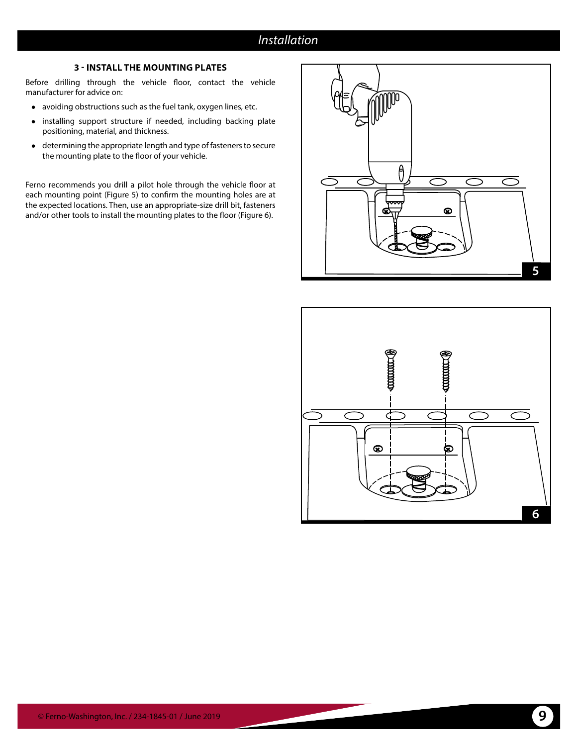### 3 - INSTALL THE MOUNTING PLATES

Before drilling through the vehicle floor, contact the vehicle manufacturer for advice on:

- avoiding obstructions such as the fuel tank, oxygen lines, etc.
- installing support structure if needed, including backing plate positioning, material, and thickness.
- determining the appropriate length and type of fasteners to secure the mounting plate to the floor of your vehicle.

Ferno recommends you drill a pilot hole through the vehicle floor at each mounting point (Figure 5) to confirm the mounting holes are at the expected locations. Then, use an appropriate-size drill bit, fasteners and/or other tools to install the mounting plates to the floor (Figure 6).

5

6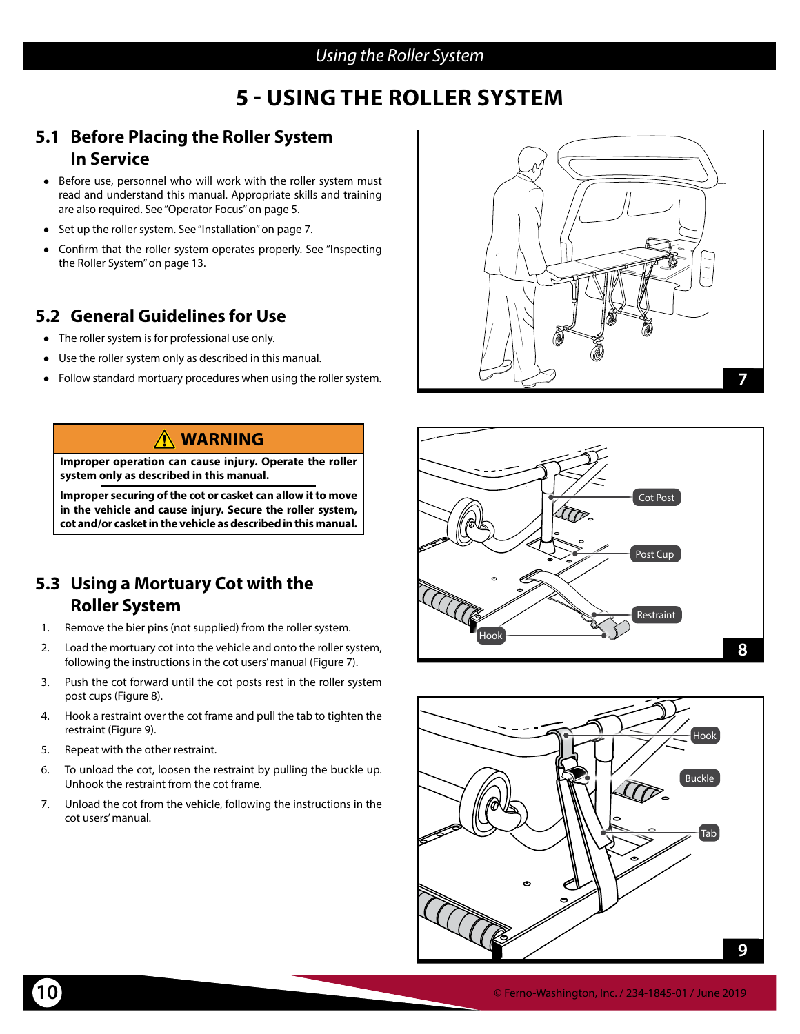# 5 - USING THE ROLLER SYSTEM

## 5.1 Before Placing the Roller System In Service

- Before use, personnel who will work with the roller system must read and understand this manual. Appropriate skills and training are also required. See "Operator Focus" on page 5.
- Set up the roller system. See "Installation" on page 7.
- Confirm that the roller system operates properly. See "Inspecting the Roller System" on page 13.

## 5.2 General Guidelines for Use

- The roller system is for professional use only.
- Use the roller system only as described in this manual.
- Follow standard mortuary procedures when using the roller system.

> ⚠ **WARNING**
>
> **Improper operation can cause injury. Operate the roller system only as described in this manual.**
>
> **Improper securing of the cot or casket can allow it to move in the vehicle and cause injury. Secure the roller system, cot and/or casket in the vehicle as described in this manual.**

## 5.3 Using a Mortuary Cot with the Roller System

1. Remove the bier pins (not supplied) from the roller system.
2. Load the mortuary cot into the vehicle and onto the roller system, following the instructions in the cot users' manual (Figure 7).
3. Push the cot forward until the cot posts rest in the roller system post cups (Figure 8).
4. Hook a restraint over the cot frame and pull the tab to tighten the restraint (Figure 9).
5. Repeat with the other restraint.
6. To unload the cot, loosen the restraint by pulling the buckle up. Unhook the restraint from the cot frame.
7. Unload the cot from the vehicle, following the instructions in the cot users' manual.

7

Cot Post
Post Cup
Restraint
Hook

8

Hook
Buckle
Tab

9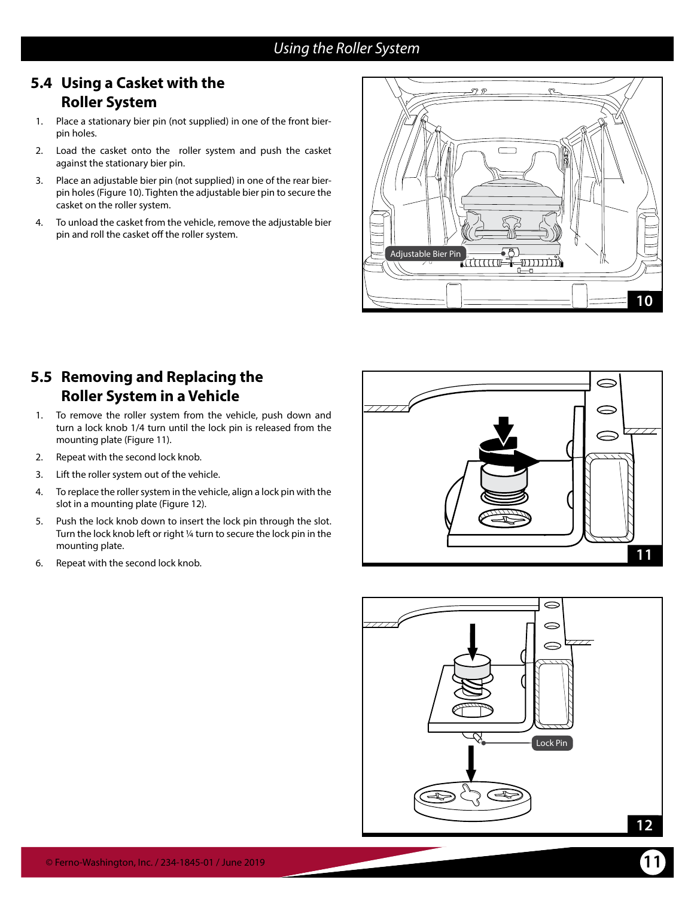## 5.4 Using a Casket with the Roller System

1. Place a stationary bier pin (not supplied) in one of the front bier-pin holes.
2. Load the casket onto the roller system and push the casket against the stationary bier pin.
3. Place an adjustable bier pin (not supplied) in one of the rear bier-pin holes (Figure 10). Tighten the adjustable bier pin to secure the casket on the roller system.
4. To unload the casket from the vehicle, remove the adjustable bier pin and roll the casket off the roller system.

## 5.5 Removing and Replacing the Roller System in a Vehicle

1. To remove the roller system from the vehicle, push down and turn a lock knob 1/4 turn until the lock pin is released from the mounting plate (Figure 11).
2. Repeat with the second lock knob.
3. Lift the roller system out of the vehicle.
4. To replace the roller system in the vehicle, align a lock pin with the slot in a mounting plate (Figure 12).
5. Push the lock knob down to insert the lock pin through the slot. Turn the lock knob left or right ¼ turn to secure the lock pin in the mounting plate.
6. Repeat with the second lock knob.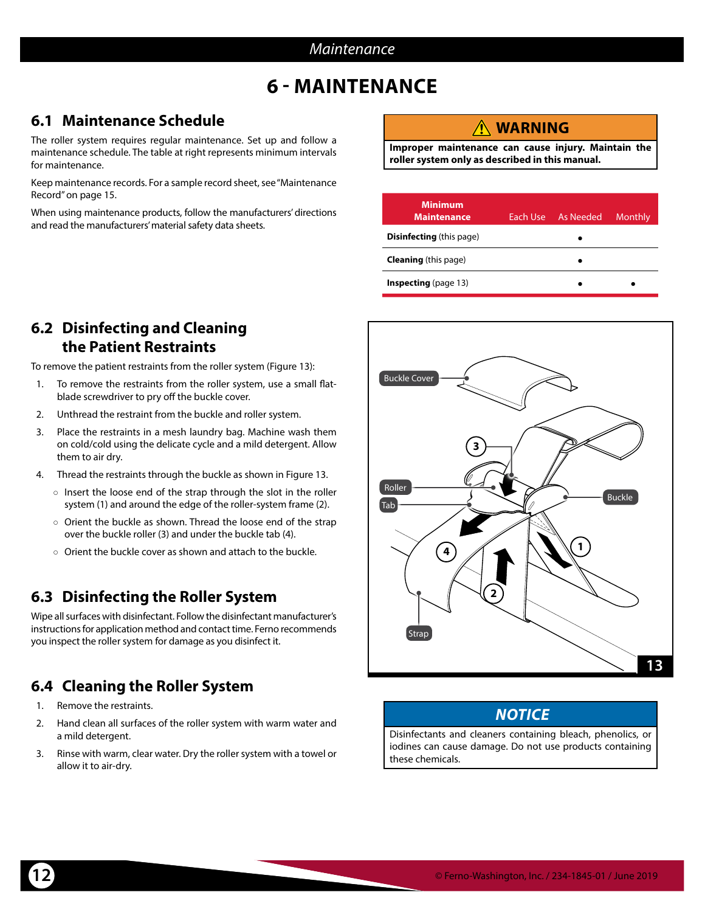# 6 - MAINTENANCE

## 6.1 Maintenance Schedule

The roller system requires regular maintenance. Set up and follow a maintenance schedule. The table at right represents minimum intervals for maintenance.

Keep maintenance records. For a sample record sheet, see "Maintenance Record" on page 15.

When using maintenance products, follow the manufacturers' directions and read the manufacturers' material safety data sheets.

> ⚠ **WARNING**
>
> **Improper maintenance can cause injury. Maintain the roller system only as described in this manual.**

| Minimum Maintenance | Each Use | As Needed | Monthly |
|---|---|---|---|
| **Disinfecting** (this page) | | • | |
| **Cleaning** (this page) | | • | |
| **Inspecting** (page 13) | | • | • |

## 6.2 Disinfecting and Cleaning the Patient Restraints

To remove the patient restraints from the roller system (Figure 13):

1. To remove the restraints from the roller system, use a small flat-blade screwdriver to pry off the buckle cover.
2. Unthread the restraint from the buckle and roller system.
3. Place the restraints in a mesh laundry bag. Machine wash them on cold/cold using the delicate cycle and a mild detergent. Allow them to air dry.
4. Thread the restraints through the buckle as shown in Figure 13.
   - Insert the loose end of the strap through the slot in the roller system (1) and around the edge of the roller-system frame (2).
   - Orient the buckle as shown. Thread the loose end of the strap over the buckle roller (3) and under the buckle tab (4).
   - Orient the buckle cover as shown and attach to the buckle.

Buckle Cover, Roller, Tab, Buckle, Strap

13

## 6.3 Disinfecting the Roller System

Wipe all surfaces with disinfectant. Follow the disinfectant manufacturer's instructions for application method and contact time. Ferno recommends you inspect the roller system for damage as you disinfect it.

## 6.4 Cleaning the Roller System

1. Remove the restraints.
2. Hand clean all surfaces of the roller system with warm water and a mild detergent.
3. Rinse with warm, clear water. Dry the roller system with a towel or allow it to air-dry.

> ***NOTICE***
>
> Disinfectants and cleaners containing bleach, phenolics, or iodines can cause damage. Do not use products containing these chemicals.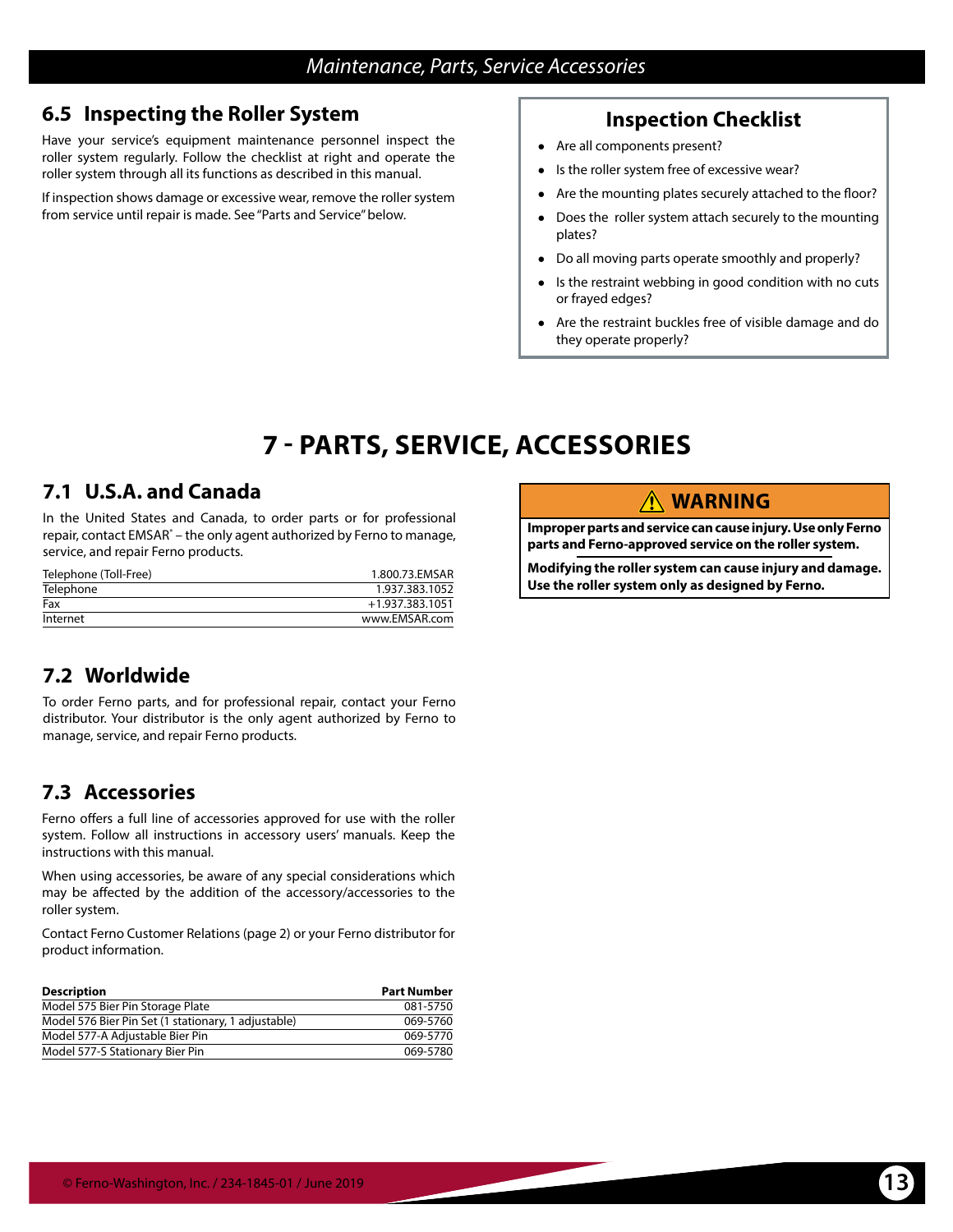## 6.5 Inspecting the Roller System

Have your service's equipment maintenance personnel inspect the roller system regularly. Follow the checklist at right and operate the roller system through all its functions as described in this manual.

If inspection shows damage or excessive wear, remove the roller system from service until repair is made. See "Parts and Service" below.

### Inspection Checklist

- Are all components present?
- Is the roller system free of excessive wear?
- Are the mounting plates securely attached to the floor?
- Does the roller system attach securely to the mounting plates?
- Do all moving parts operate smoothly and properly?
- Is the restraint webbing in good condition with no cuts or frayed edges?
- Are the restraint buckles free of visible damage and do they operate properly?

# 7 - PARTS, SERVICE, ACCESSORIES

## 7.1 U.S.A. and Canada

In the United States and Canada, to order parts or for professional repair, contact EMSAR® – the only agent authorized by Ferno to manage, service, and repair Ferno products.

| | |
|---|---|
| Telephone (Toll-Free) | 1.800.73.EMSAR |
| Telephone | 1.937.383.1052 |
| Fax | +1.937.383.1051 |
| Internet | www.EMSAR.com |

**⚠ WARNING**

**Improper parts and service can cause injury. Use only Ferno parts and Ferno-approved service on the roller system.**

**Modifying the roller system can cause injury and damage. Use the roller system only as designed by Ferno.**

## 7.2 Worldwide

To order Ferno parts, and for professional repair, contact your Ferno distributor. Your distributor is the only agent authorized by Ferno to manage, service, and repair Ferno products.

## 7.3 Accessories

Ferno offers a full line of accessories approved for use with the roller system. Follow all instructions in accessory users' manuals. Keep the instructions with this manual.

When using accessories, be aware of any special considerations which may be affected by the addition of the accessory/accessories to the roller system.

Contact Ferno Customer Relations (page 2) or your Ferno distributor for product information.

| Description | Part Number |
|---|---|
| Model 575 Bier Pin Storage Plate | 081-5750 |
| Model 576 Bier Pin Set (1 stationary, 1 adjustable) | 069-5760 |
| Model 577-A Adjustable Bier Pin | 069-5770 |
| Model 577-S Stationary Bier Pin | 069-5780 |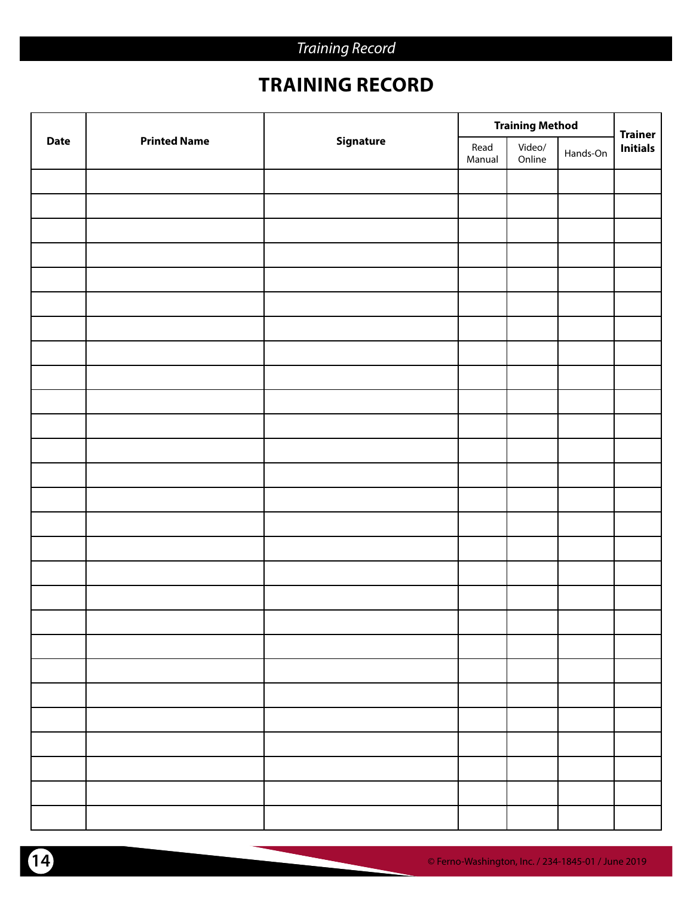# TRAINING RECORD

| Date | Printed Name | Signature | Training Method | | | Trainer Initials |
|---|---|---|---|---|---|---|
| | | | Read Manual | Video/ Online | Hands-On | |
| | | | | | | |
| | | | | | | |
| | | | | | | |
| | | | | | | |
| | | | | | | |
| | | | | | | |
| | | | | | | |
| | | | | | | |
| | | | | | | |
| | | | | | | |
| | | | | | | |
| | | | | | | |
| | | | | | | |
| | | | | | | |
| | | | | | | |
| | | | | | | |
| | | | | | | |
| | | | | | | |
| | | | | | | |
| | | | | | | |
| | | | | | | |
| | | | | | | |
| | | | | | | |
| | | | | | | |
| | | | | | | |
| | | | | | | |
| | | | | | | |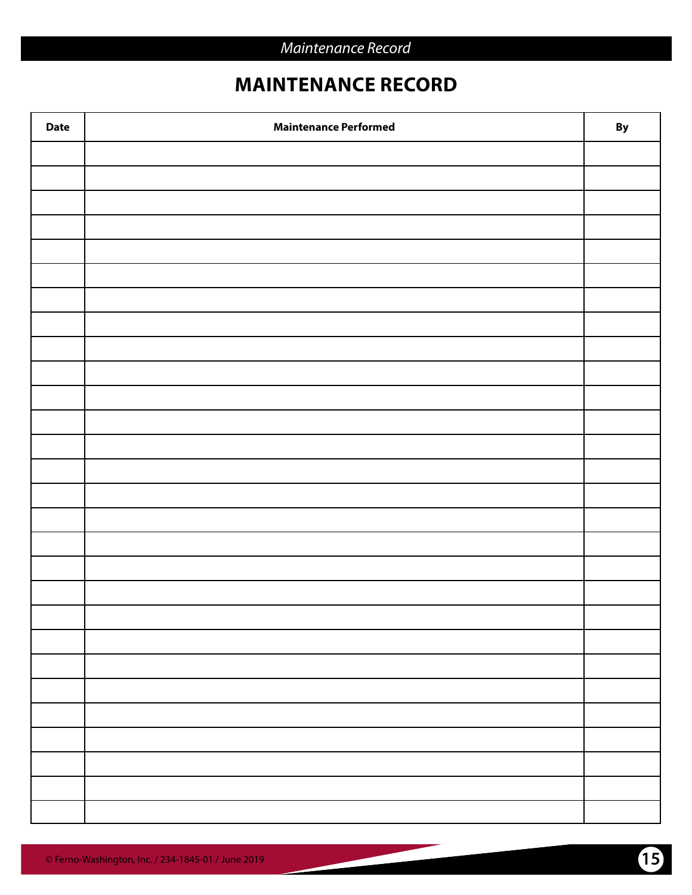# MAINTENANCE RECORD

| Date | Maintenance Performed | By |
|---|---|---|
| | | |
| | | |
| | | |
| | | |
| | | |
| | | |
| | | |
| | | |
| | | |
| | | |
| | | |
| | | |
| | | |
| | | |
| | | |
| | | |
| | | |
| | | |
| | | |
| | | |
| | | |
| | | |
| | | |
| | | |
| | | |
| | | |
| | | |
| | | |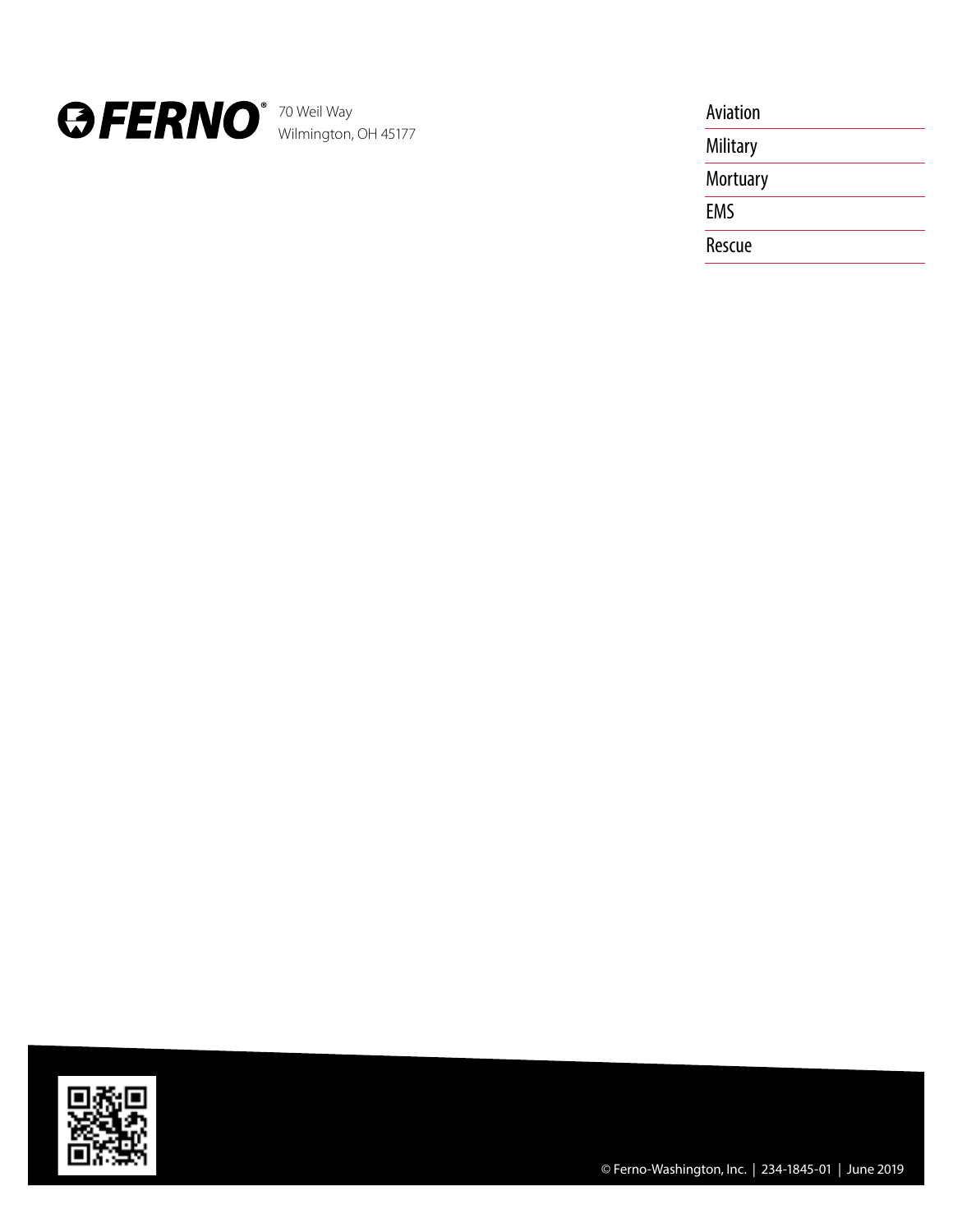FERNO®

70 Weil Way
Wilmington, OH 45177

- Aviation
- Military
- Mortuary
- EMS
- Rescue

© Ferno-Washington, Inc. | 234-1845-01 | June 2019